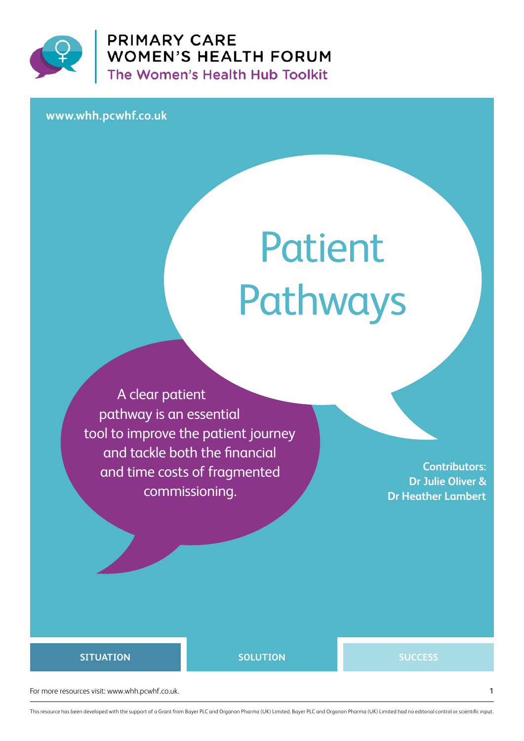PRIMARY CARE
WOMEN'S HEALTH FORUM
The Women's Health Hub Toolkit

www.whh.pcwhf.co.uk

# Patient Pathways

A clear patient pathway is an essential tool to improve the patient journey and tackle both the financial and time costs of fragmented commissioning.

**Contributors:**
**Dr Julie Oliver & Dr Heather Lambert**

**SITUATION** | **SOLUTION** | **SUCCESS**

For more resources visit: www.whh.pcwhf.co.uk.

This resource has been developed with the support of a Grant from Bayer PLC and Organon Pharma (UK) Limited. Bayer PLC and Organon Pharma (UK) Limited had no editorial control or scientific input.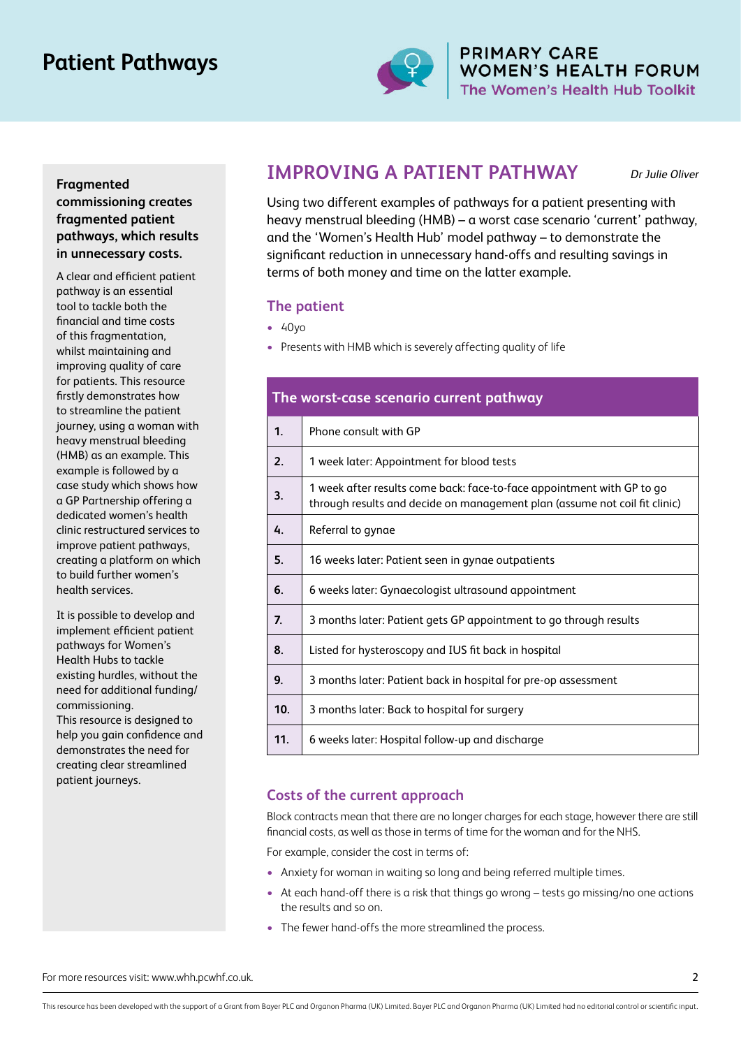# Patient Pathways

**Fragmented commissioning creates fragmented patient pathways, which results in unnecessary costs.**

A clear and efficient patient pathway is an essential tool to tackle both the financial and time costs of this fragmentation, whilst maintaining and improving quality of care for patients. This resource firstly demonstrates how to streamline the patient journey, using a woman with heavy menstrual bleeding (HMB) as an example. This example is followed by a case study which shows how a GP Partnership offering a dedicated women's health clinic restructured services to improve patient pathways, creating a platform on which to build further women's health services.

It is possible to develop and implement efficient patient pathways for Women's Health Hubs to tackle existing hurdles, without the need for additional funding/commissioning.
This resource is designed to help you gain confidence and demonstrates the need for creating clear streamlined patient journeys.

## IMPROVING A PATIENT PATHWAY

*Dr Julie Oliver*

Using two different examples of pathways for a patient presenting with heavy menstrual bleeding (HMB) – a worst case scenario 'current' pathway, and the 'Women's Health Hub' model pathway – to demonstrate the significant reduction in unnecessary hand-offs and resulting savings in terms of both money and time on the latter example.

### The patient

- 40yo
- Presents with HMB which is severely affecting quality of life

| The worst-case scenario current pathway | |
|---|---|
| **1.** | Phone consult with GP |
| **2.** | 1 week later: Appointment for blood tests |
| **3.** | 1 week after results come back: face-to-face appointment with GP to go through results and decide on management plan (assume not coil fit clinic) |
| **4.** | Referral to gynae |
| **5.** | 16 weeks later: Patient seen in gynae outpatients |
| **6.** | 6 weeks later: Gynaecologist ultrasound appointment |
| **7.** | 3 months later: Patient gets GP appointment to go through results |
| **8.** | Listed for hysteroscopy and IUS fit back in hospital |
| **9.** | 3 months later: Patient back in hospital for pre-op assessment |
| **10.** | 3 months later: Back to hospital for surgery |
| **11.** | 6 weeks later: Hospital follow-up and discharge |

### Costs of the current approach

Block contracts mean that there are no longer charges for each stage, however there are still financial costs, as well as those in terms of time for the woman and for the NHS.

For example, consider the cost in terms of:

- Anxiety for woman in waiting so long and being referred multiple times.
- At each hand-off there is a risk that things go wrong – tests go missing/no one actions the results and so on.
- The fewer hand-offs the more streamlined the process.

For more resources visit: www.whh.pcwhf.co.uk.

This resource has been developed with the support of a Grant from Bayer PLC and Organon Pharma (UK) Limited. Bayer PLC and Organon Pharma (UK) Limited had no editorial control or scientific input.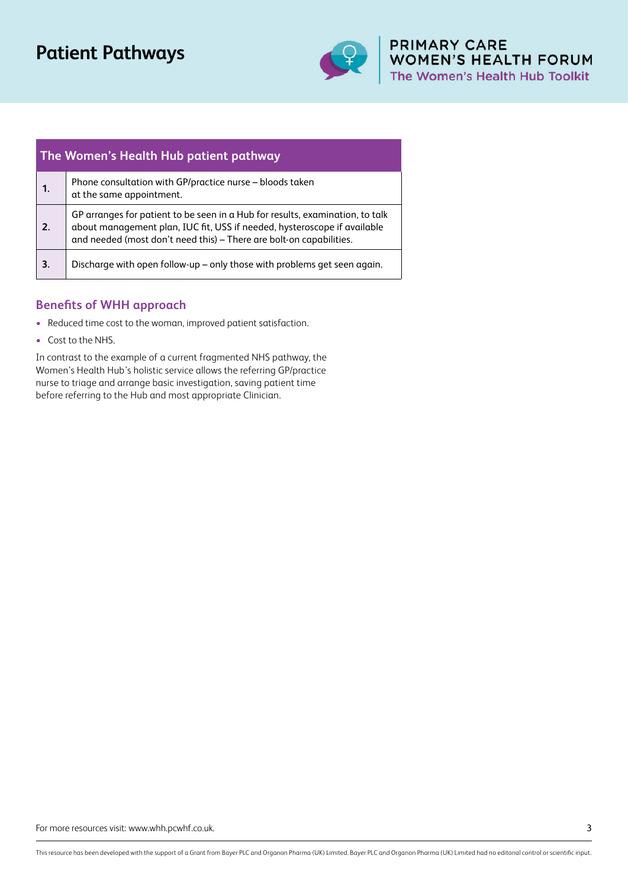# Patient Pathways

| The Women's Health Hub patient pathway | |
|---|---|
| **1.** | Phone consultation with GP/practice nurse – bloods taken at the same appointment. |
| **2.** | GP arranges for patient to be seen in a Hub for results, examination, to talk about management plan, IUC fit, USS if needed, hysteroscope if available and needed (most don't need this) – There are bolt-on capabilities. |
| **3.** | Discharge with open follow-up – only those with problems get seen again. |

## Benefits of WHH approach

- Reduced time cost to the woman, improved patient satisfaction.
- Cost to the NHS.

In contrast to the example of a current fragmented NHS pathway, the Women's Health Hub's holistic service allows the referring GP/practice nurse to triage and arrange basic investigation, saving patient time before referring to the Hub and most appropriate Clinician.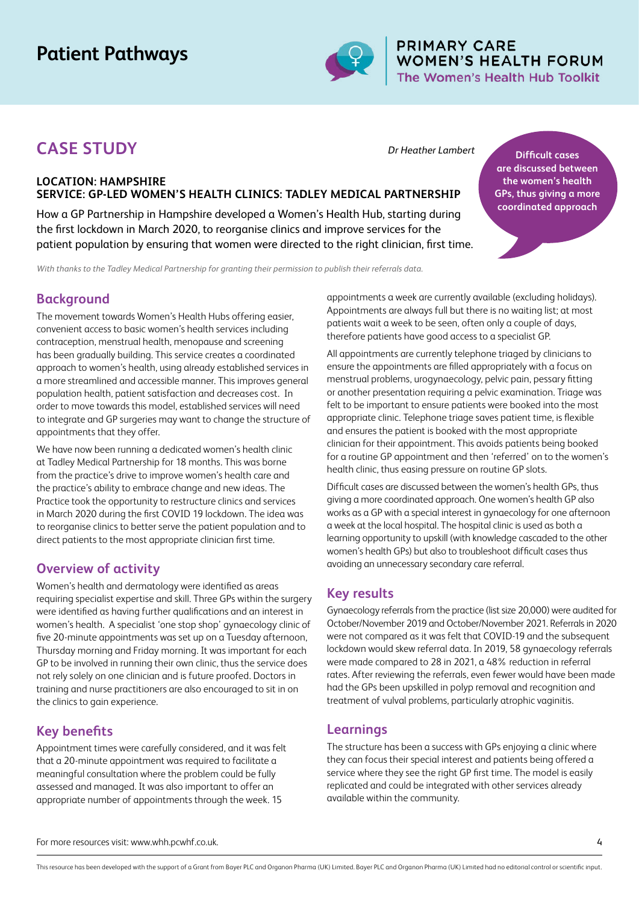# Patient Pathways

**PRIMARY CARE WOMEN'S HEALTH FORUM**
The Women's Health Hub Toolkit

## CASE STUDY

*Dr Heather Lambert*

**Difficult cases are discussed between the women's health GPs, thus giving a more coordinated approach**

**LOCATION: HAMPSHIRE**
**SERVICE: GP-LED WOMEN'S HEALTH CLINICS: TADLEY MEDICAL PARTNERSHIP**

How a GP Partnership in Hampshire developed a Women's Health Hub, starting during the first lockdown in March 2020, to reorganise clinics and improve services for the patient population by ensuring that women were directed to the right clinician, first time.

*With thanks to the Tadley Medical Partnership for granting their permission to publish their referrals data.*

### Background

The movement towards Women's Health Hubs offering easier, convenient access to basic women's health services including contraception, menstrual health, menopause and screening has been gradually building. This service creates a coordinated approach to women's health, using already established services in a more streamlined and accessible manner. This improves general population health, patient satisfaction and decreases cost. In order to move towards this model, established services will need to integrate and GP surgeries may want to change the structure of appointments that they offer.

We have now been running a dedicated women's health clinic at Tadley Medical Partnership for 18 months. This was borne from the practice's drive to improve women's health care and the practice's ability to embrace change and new ideas. The Practice took the opportunity to restructure clinics and services in March 2020 during the first COVID 19 lockdown. The idea was to reorganise clinics to better serve the patient population and to direct patients to the most appropriate clinician first time.

### Overview of activity

Women's health and dermatology were identified as areas requiring specialist expertise and skill. Three GPs within the surgery were identified as having further qualifications and an interest in women's health. A specialist 'one stop shop' gynaecology clinic of five 20-minute appointments was set up on a Tuesday afternoon, Thursday morning and Friday morning. It was important for each GP to be involved in running their own clinic, thus the service does not rely solely on one clinician and is future proofed. Doctors in training and nurse practitioners are also encouraged to sit in on the clinics to gain experience.

### Key benefits

Appointment times were carefully considered, and it was felt that a 20-minute appointment was required to facilitate a meaningful consultation where the problem could be fully assessed and managed. It was also important to offer an appropriate number of appointments through the week. 15 appointments a week are currently available (excluding holidays). Appointments are always full but there is no waiting list; at most patients wait a week to be seen, often only a couple of days, therefore patients have good access to a specialist GP.

All appointments are currently telephone triaged by clinicians to ensure the appointments are filled appropriately with a focus on menstrual problems, urogynaecology, pelvic pain, pessary fitting or another presentation requiring a pelvic examination. Triage was felt to be important to ensure patients were booked into the most appropriate clinic. Telephone triage saves patient time, is flexible and ensures the patient is booked with the most appropriate clinician for their appointment. This avoids patients being booked for a routine GP appointment and then 'referred' on to the women's health clinic, thus easing pressure on routine GP slots.

Difficult cases are discussed between the women's health GPs, thus giving a more coordinated approach. One women's health GP also works as a GP with a special interest in gynaecology for one afternoon a week at the local hospital. The hospital clinic is used as both a learning opportunity to upskill (with knowledge cascaded to the other women's health GPs) but also to troubleshoot difficult cases thus avoiding an unnecessary secondary care referral.

### Key results

Gynaecology referrals from the practice (list size 20,000) were audited for October/November 2019 and October/November 2021. Referrals in 2020 were not compared as it was felt that COVID-19 and the subsequent lockdown would skew referral data. In 2019, 58 gynaecology referrals were made compared to 28 in 2021, a 48% reduction in referral rates. After reviewing the referrals, even fewer would have been made had the GPs been upskilled in polyp removal and recognition and treatment of vulval problems, particularly atrophic vaginitis.

### Learnings

The structure has been a success with GPs enjoying a clinic where they can focus their special interest and patients being offered a service where they see the right GP first time. The model is easily replicated and could be integrated with other services already available within the community.

For more resources visit: www.whh.pcwhf.co.uk.

This resource has been developed with the support of a Grant from Bayer PLC and Organon Pharma (UK) Limited. Bayer PLC and Organon Pharma (UK) Limited had no editorial control or scientific input.